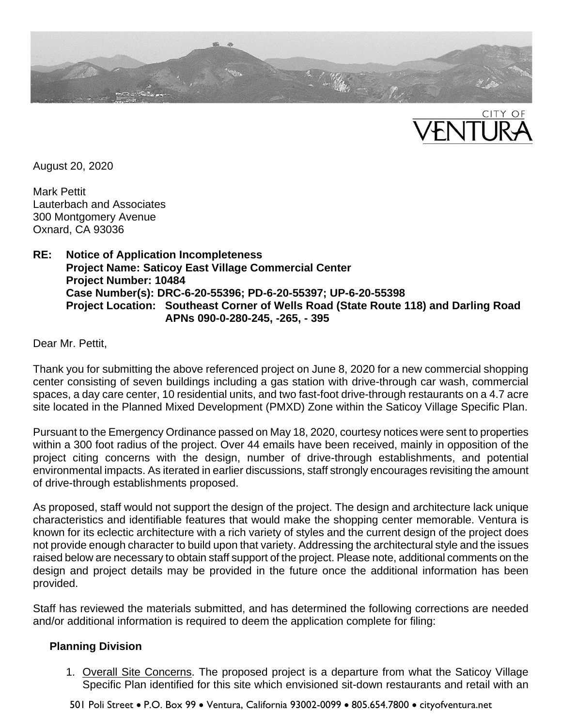August 20, 2020

Mark Pettit
Lauterbach and Associates
300 Montgomery Avenue
Oxnard, CA 93036

**RE: Notice of Application Incompleteness**
**Project Name: Saticoy East Village Commercial Center**
**Project Number: 10484**
**Case Number(s): DRC-6-20-55396; PD-6-20-55397; UP-6-20-55398**
**Project Location: Southeast Corner of Wells Road (State Route 118) and Darling Road**
**APNs 090-0-280-245, -265, - 395**

Dear Mr. Pettit,

Thank you for submitting the above referenced project on June 8, 2020 for a new commercial shopping center consisting of seven buildings including a gas station with drive-through car wash, commercial spaces, a day care center, 10 residential units, and two fast-foot drive-through restaurants on a 4.7 acre site located in the Planned Mixed Development (PMXD) Zone within the Saticoy Village Specific Plan.

Pursuant to the Emergency Ordinance passed on May 18, 2020, courtesy notices were sent to properties within a 300 foot radius of the project. Over 44 emails have been received, mainly in opposition of the project citing concerns with the design, number of drive-through establishments, and potential environmental impacts. As iterated in earlier discussions, staff strongly encourages revisiting the amount of drive-through establishments proposed.

As proposed, staff would not support the design of the project. The design and architecture lack unique characteristics and identifiable features that would make the shopping center memorable. Ventura is known for its eclectic architecture with a rich variety of styles and the current design of the project does not provide enough character to build upon that variety. Addressing the architectural style and the issues raised below are necessary to obtain staff support of the project. Please note, additional comments on the design and project details may be provided in the future once the additional information has been provided.

Staff has reviewed the materials submitted, and has determined the following corrections are needed and/or additional information is required to deem the application complete for filing:

**Planning Division**

1. Overall Site Concerns. The proposed project is a departure from what the Saticoy Village Specific Plan identified for this site which envisioned sit-down restaurants and retail with an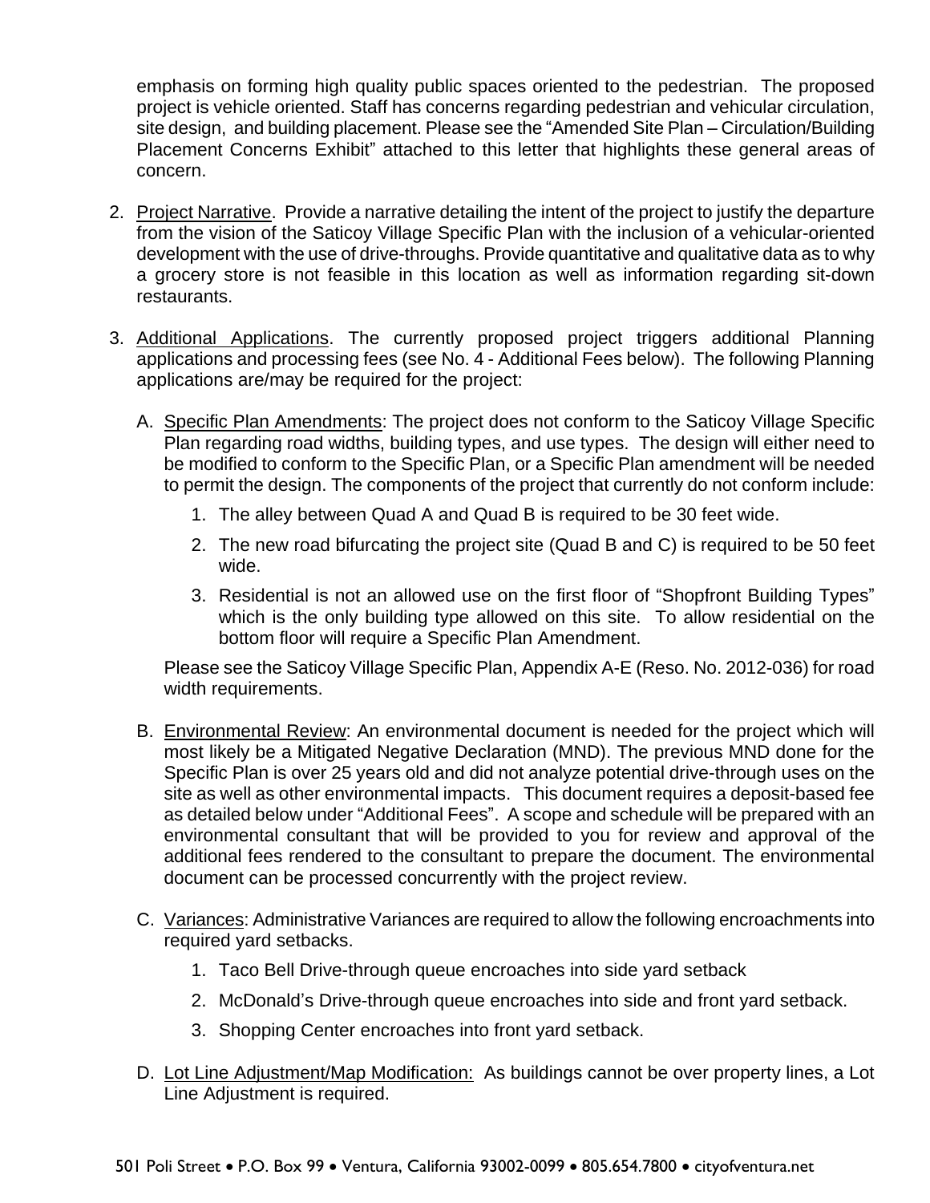emphasis on forming high quality public spaces oriented to the pedestrian. The proposed project is vehicle oriented. Staff has concerns regarding pedestrian and vehicular circulation, site design, and building placement. Please see the "Amended Site Plan – Circulation/Building Placement Concerns Exhibit" attached to this letter that highlights these general areas of concern.

2. Project Narrative. Provide a narrative detailing the intent of the project to justify the departure from the vision of the Saticoy Village Specific Plan with the inclusion of a vehicular-oriented development with the use of drive-throughs. Provide quantitative and qualitative data as to why a grocery store is not feasible in this location as well as information regarding sit-down restaurants.

3. Additional Applications. The currently proposed project triggers additional Planning applications and processing fees (see No. 4 - Additional Fees below). The following Planning applications are/may be required for the project:

   A. Specific Plan Amendments: The project does not conform to the Saticoy Village Specific Plan regarding road widths, building types, and use types. The design will either need to be modified to conform to the Specific Plan, or a Specific Plan amendment will be needed to permit the design. The components of the project that currently do not conform include:

      1. The alley between Quad A and Quad B is required to be 30 feet wide.
      2. The new road bifurcating the project site (Quad B and C) is required to be 50 feet wide.
      3. Residential is not an allowed use on the first floor of "Shopfront Building Types" which is the only building type allowed on this site. To allow residential on the bottom floor will require a Specific Plan Amendment.

      Please see the Saticoy Village Specific Plan, Appendix A-E (Reso. No. 2012-036) for road width requirements.

   B. Environmental Review: An environmental document is needed for the project which will most likely be a Mitigated Negative Declaration (MND). The previous MND done for the Specific Plan is over 25 years old and did not analyze potential drive-through uses on the site as well as other environmental impacts. This document requires a deposit-based fee as detailed below under "Additional Fees". A scope and schedule will be prepared with an environmental consultant that will be provided to you for review and approval of the additional fees rendered to the consultant to prepare the document. The environmental document can be processed concurrently with the project review.

   C. Variances: Administrative Variances are required to allow the following encroachments into required yard setbacks.

      1. Taco Bell Drive-through queue encroaches into side yard setback
      2. McDonald's Drive-through queue encroaches into side and front yard setback.
      3. Shopping Center encroaches into front yard setback.

   D. Lot Line Adjustment/Map Modification: As buildings cannot be over property lines, a Lot Line Adjustment is required.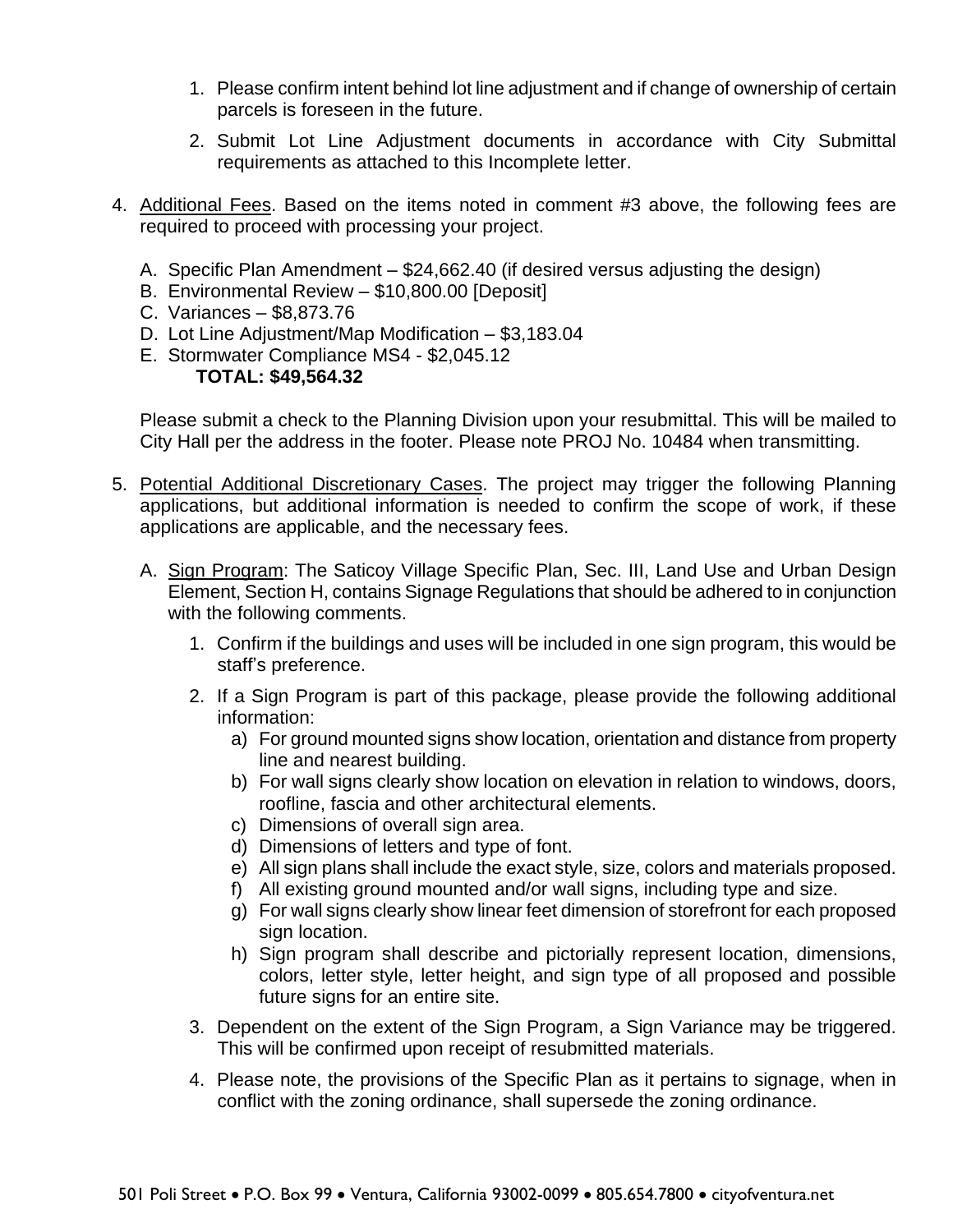1. Please confirm intent behind lot line adjustment and if change of ownership of certain parcels is foreseen in the future.

2. Submit Lot Line Adjustment documents in accordance with City Submittal requirements as attached to this Incomplete letter.

4. Additional Fees. Based on the items noted in comment #3 above, the following fees are required to proceed with processing your project.

   A. Specific Plan Amendment – $24,662.40 (if desired versus adjusting the design)
   B. Environmental Review – $10,800.00 [Deposit]
   C. Variances – $8,873.76
   D. Lot Line Adjustment/Map Modification – $3,183.04
   E. Stormwater Compliance MS4 - $2,045.12

   **TOTAL: $49,564.32**

   Please submit a check to the Planning Division upon your resubmittal. This will be mailed to City Hall per the address in the footer. Please note PROJ No. 10484 when transmitting.

5. Potential Additional Discretionary Cases. The project may trigger the following Planning applications, but additional information is needed to confirm the scope of work, if these applications are applicable, and the necessary fees.

   A. Sign Program: The Saticoy Village Specific Plan, Sec. III, Land Use and Urban Design Element, Section H, contains Signage Regulations that should be adhered to in conjunction with the following comments.

      1. Confirm if the buildings and uses will be included in one sign program, this would be staff's preference.

      2. If a Sign Program is part of this package, please provide the following additional information:
         a) For ground mounted signs show location, orientation and distance from property line and nearest building.
         b) For wall signs clearly show location on elevation in relation to windows, doors, roofline, fascia and other architectural elements.
         c) Dimensions of overall sign area.
         d) Dimensions of letters and type of font.
         e) All sign plans shall include the exact style, size, colors and materials proposed.
         f) All existing ground mounted and/or wall signs, including type and size.
         g) For wall signs clearly show linear feet dimension of storefront for each proposed sign location.
         h) Sign program shall describe and pictorially represent location, dimensions, colors, letter style, letter height, and sign type of all proposed and possible future signs for an entire site.

      3. Dependent on the extent of the Sign Program, a Sign Variance may be triggered. This will be confirmed upon receipt of resubmitted materials.

      4. Please note, the provisions of the Specific Plan as it pertains to signage, when in conflict with the zoning ordinance, shall supersede the zoning ordinance.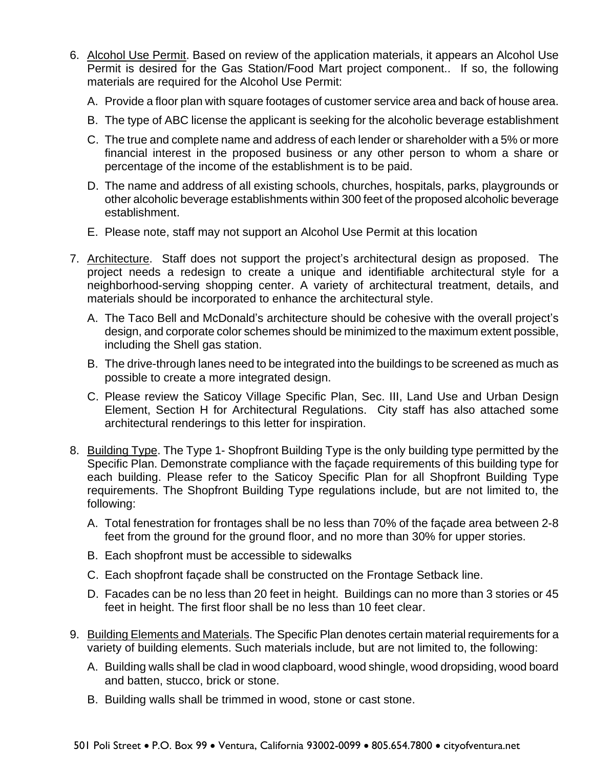6. Alcohol Use Permit. Based on review of the application materials, it appears an Alcohol Use Permit is desired for the Gas Station/Food Mart project component.. If so, the following materials are required for the Alcohol Use Permit:

   A. Provide a floor plan with square footages of customer service area and back of house area.

   B. The type of ABC license the applicant is seeking for the alcoholic beverage establishment

   C. The true and complete name and address of each lender or shareholder with a 5% or more financial interest in the proposed business or any other person to whom a share or percentage of the income of the establishment is to be paid.

   D. The name and address of all existing schools, churches, hospitals, parks, playgrounds or other alcoholic beverage establishments within 300 feet of the proposed alcoholic beverage establishment.

   E. Please note, staff may not support an Alcohol Use Permit at this location

7. Architecture. Staff does not support the project's architectural design as proposed. The project needs a redesign to create a unique and identifiable architectural style for a neighborhood-serving shopping center. A variety of architectural treatment, details, and materials should be incorporated to enhance the architectural style.

   A. The Taco Bell and McDonald's architecture should be cohesive with the overall project's design, and corporate color schemes should be minimized to the maximum extent possible, including the Shell gas station.

   B. The drive-through lanes need to be integrated into the buildings to be screened as much as possible to create a more integrated design.

   C. Please review the Saticoy Village Specific Plan, Sec. III, Land Use and Urban Design Element, Section H for Architectural Regulations. City staff has also attached some architectural renderings to this letter for inspiration.

8. Building Type. The Type 1- Shopfront Building Type is the only building type permitted by the Specific Plan. Demonstrate compliance with the façade requirements of this building type for each building. Please refer to the Saticoy Specific Plan for all Shopfront Building Type requirements. The Shopfront Building Type regulations include, but are not limited to, the following:

   A. Total fenestration for frontages shall be no less than 70% of the façade area between 2-8 feet from the ground for the ground floor, and no more than 30% for upper stories.

   B. Each shopfront must be accessible to sidewalks

   C. Each shopfront façade shall be constructed on the Frontage Setback line.

   D. Facades can be no less than 20 feet in height. Buildings can no more than 3 stories or 45 feet in height. The first floor shall be no less than 10 feet clear.

9. Building Elements and Materials. The Specific Plan denotes certain material requirements for a variety of building elements. Such materials include, but are not limited to, the following:

   A. Building walls shall be clad in wood clapboard, wood shingle, wood dropsiding, wood board and batten, stucco, brick or stone.

   B. Building walls shall be trimmed in wood, stone or cast stone.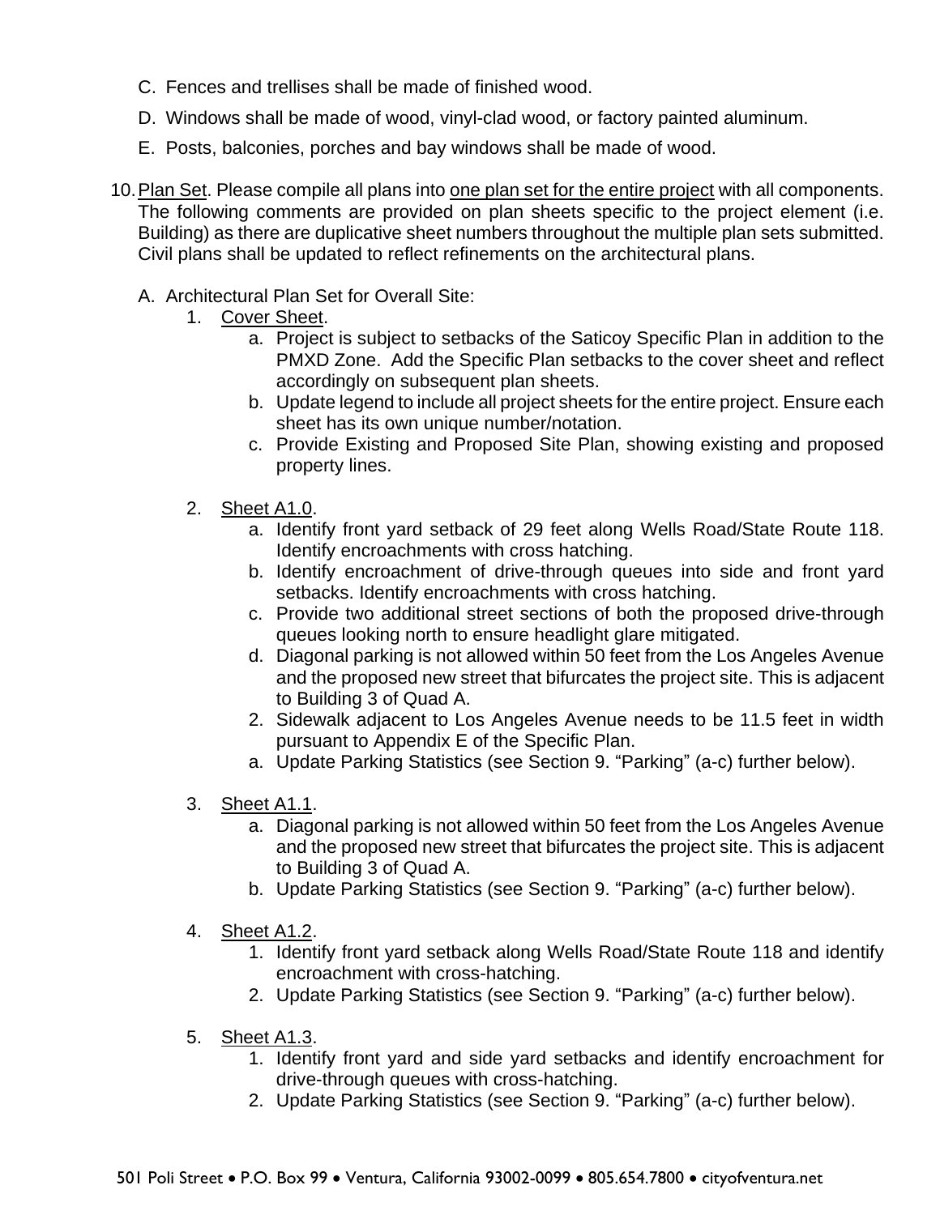C. Fences and trellises shall be made of finished wood.

D. Windows shall be made of wood, vinyl-clad wood, or factory painted aluminum.

E. Posts, balconies, porches and bay windows shall be made of wood.

10. <u>Plan Set</u>. Please compile all plans into <u>one plan set for the entire project</u> with all components. The following comments are provided on plan sheets specific to the project element (i.e. Building) as there are duplicative sheet numbers throughout the multiple plan sets submitted. Civil plans shall be updated to reflect refinements on the architectural plans.

   A. Architectural Plan Set for Overall Site:

      1. <u>Cover Sheet</u>.
         a. Project is subject to setbacks of the Saticoy Specific Plan in addition to the PMXD Zone. Add the Specific Plan setbacks to the cover sheet and reflect accordingly on subsequent plan sheets.
         b. Update legend to include all project sheets for the entire project. Ensure each sheet has its own unique number/notation.
         c. Provide Existing and Proposed Site Plan, showing existing and proposed property lines.

      2. <u>Sheet A1.0</u>.
         a. Identify front yard setback of 29 feet along Wells Road/State Route 118. Identify encroachments with cross hatching.
         b. Identify encroachment of drive-through queues into side and front yard setbacks. Identify encroachments with cross hatching.
         c. Provide two additional street sections of both the proposed drive-through queues looking north to ensure headlight glare mitigated.
         d. Diagonal parking is not allowed within 50 feet from the Los Angeles Avenue and the proposed new street that bifurcates the project site. This is adjacent to Building 3 of Quad A.
         2. Sidewalk adjacent to Los Angeles Avenue needs to be 11.5 feet in width pursuant to Appendix E of the Specific Plan.
         a. Update Parking Statistics (see Section 9. “Parking” (a-c) further below).

      3. <u>Sheet A1.1</u>.
         a. Diagonal parking is not allowed within 50 feet from the Los Angeles Avenue and the proposed new street that bifurcates the project site. This is adjacent to Building 3 of Quad A.
         b. Update Parking Statistics (see Section 9. “Parking” (a-c) further below).

      4. <u>Sheet A1.2</u>.
         1. Identify front yard setback along Wells Road/State Route 118 and identify encroachment with cross-hatching.
         2. Update Parking Statistics (see Section 9. “Parking” (a-c) further below).

      5. <u>Sheet A1.3</u>.
         1. Identify front yard and side yard setbacks and identify encroachment for drive-through queues with cross-hatching.
         2. Update Parking Statistics (see Section 9. “Parking” (a-c) further below).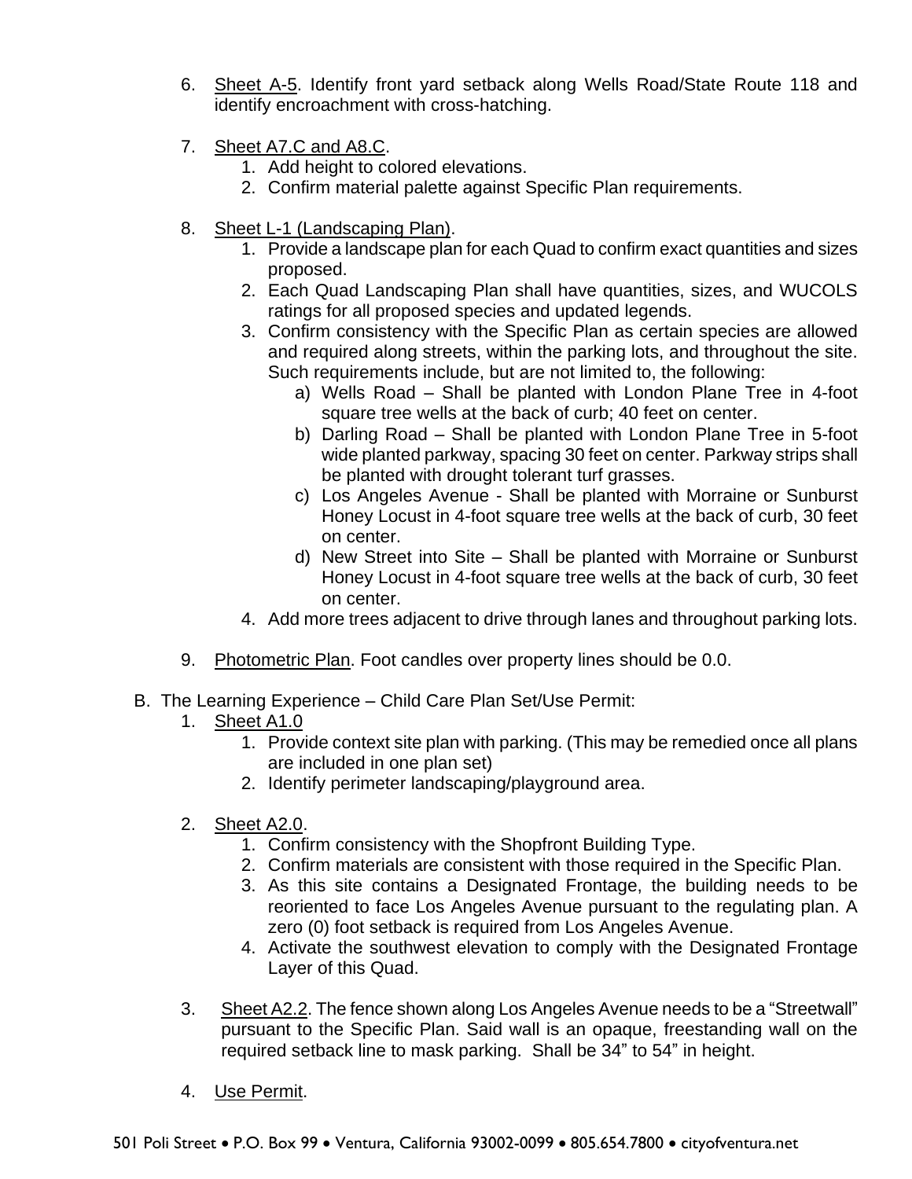6. <u>Sheet A-5</u>. Identify front yard setback along Wells Road/State Route 118 and identify encroachment with cross-hatching.

7. <u>Sheet A7.C and A8.C</u>.
    1. Add height to colored elevations.
    2. Confirm material palette against Specific Plan requirements.

8. <u>Sheet L-1 (Landscaping Plan)</u>.
    1. Provide a landscape plan for each Quad to confirm exact quantities and sizes proposed.
    2. Each Quad Landscaping Plan shall have quantities, sizes, and WUCOLS ratings for all proposed species and updated legends.
    3. Confirm consistency with the Specific Plan as certain species are allowed and required along streets, within the parking lots, and throughout the site. Such requirements include, but are not limited to, the following:
        a) Wells Road – Shall be planted with London Plane Tree in 4-foot square tree wells at the back of curb; 40 feet on center.
        b) Darling Road – Shall be planted with London Plane Tree in 5-foot wide planted parkway, spacing 30 feet on center. Parkway strips shall be planted with drought tolerant turf grasses.
        c) Los Angeles Avenue - Shall be planted with Morraine or Sunburst Honey Locust in 4-foot square tree wells at the back of curb, 30 feet on center.
        d) New Street into Site – Shall be planted with Morraine or Sunburst Honey Locust in 4-foot square tree wells at the back of curb, 30 feet on center.
    4. Add more trees adjacent to drive through lanes and throughout parking lots.

9. <u>Photometric Plan</u>. Foot candles over property lines should be 0.0.

B. The Learning Experience – Child Care Plan Set/Use Permit:

1. <u>Sheet A1.0</u>
    1. Provide context site plan with parking. (This may be remedied once all plans are included in one plan set)
    2. Identify perimeter landscaping/playground area.

2. <u>Sheet A2.0</u>.
    1. Confirm consistency with the Shopfront Building Type.
    2. Confirm materials are consistent with those required in the Specific Plan.
    3. As this site contains a Designated Frontage, the building needs to be reoriented to face Los Angeles Avenue pursuant to the regulating plan. A zero (0) foot setback is required from Los Angeles Avenue.
    4. Activate the southwest elevation to comply with the Designated Frontage Layer of this Quad.

3. <u>Sheet A2.2</u>. The fence shown along Los Angeles Avenue needs to be a "Streetwall" pursuant to the Specific Plan. Said wall is an opaque, freestanding wall on the required setback line to mask parking. Shall be 34" to 54" in height.

4. <u>Use Permit</u>.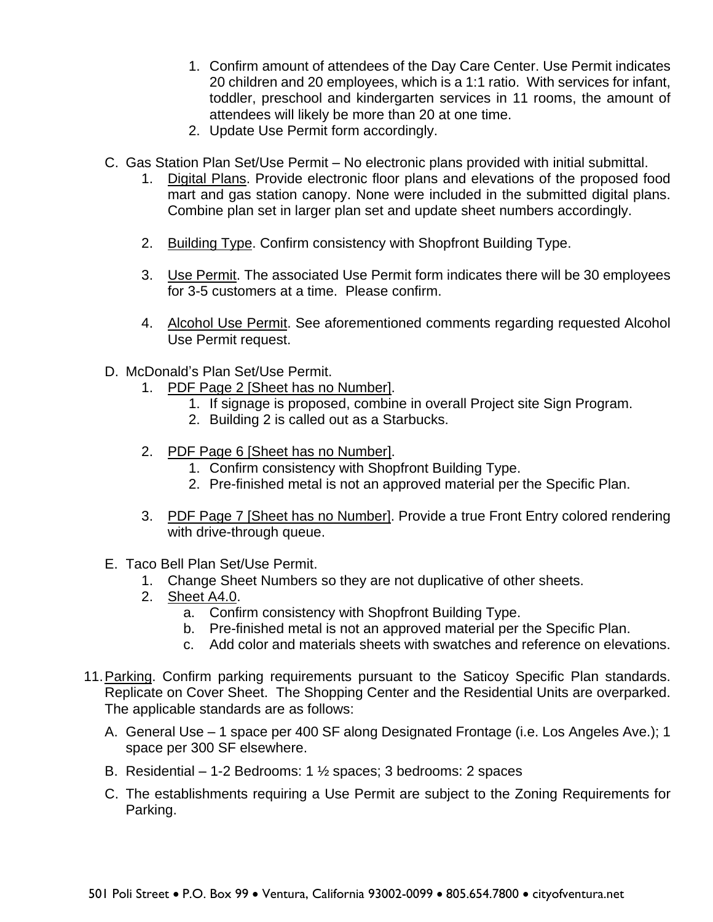1. Confirm amount of attendees of the Day Care Center. Use Permit indicates 20 children and 20 employees, which is a 1:1 ratio. With services for infant, toddler, preschool and kindergarten services in 11 rooms, the amount of attendees will likely be more than 20 at one time.
2. Update Use Permit form accordingly.

C. Gas Station Plan Set/Use Permit – No electronic plans provided with initial submittal.

1. Digital Plans. Provide electronic floor plans and elevations of the proposed food mart and gas station canopy. None were included in the submitted digital plans. Combine plan set in larger plan set and update sheet numbers accordingly.

2. Building Type. Confirm consistency with Shopfront Building Type.

3. Use Permit. The associated Use Permit form indicates there will be 30 employees for 3-5 customers at a time. Please confirm.

4. Alcohol Use Permit. See aforementioned comments regarding requested Alcohol Use Permit request.

D. McDonald's Plan Set/Use Permit.

1. PDF Page 2 [Sheet has no Number].
   1. If signage is proposed, combine in overall Project site Sign Program.
   2. Building 2 is called out as a Starbucks.

2. PDF Page 6 [Sheet has no Number].
   1. Confirm consistency with Shopfront Building Type.
   2. Pre-finished metal is not an approved material per the Specific Plan.

3. PDF Page 7 [Sheet has no Number]. Provide a true Front Entry colored rendering with drive-through queue.

E. Taco Bell Plan Set/Use Permit.

1. Change Sheet Numbers so they are not duplicative of other sheets.
2. Sheet A4.0.
   a. Confirm consistency with Shopfront Building Type.
   b. Pre-finished metal is not an approved material per the Specific Plan.
   c. Add color and materials sheets with swatches and reference on elevations.

11. Parking. Confirm parking requirements pursuant to the Saticoy Specific Plan standards. Replicate on Cover Sheet. The Shopping Center and the Residential Units are overparked. The applicable standards are as follows:

    A. General Use – 1 space per 400 SF along Designated Frontage (i.e. Los Angeles Ave.); 1 space per 300 SF elsewhere.

    B. Residential – 1-2 Bedrooms: 1 ½ spaces; 3 bedrooms: 2 spaces

    C. The establishments requiring a Use Permit are subject to the Zoning Requirements for Parking.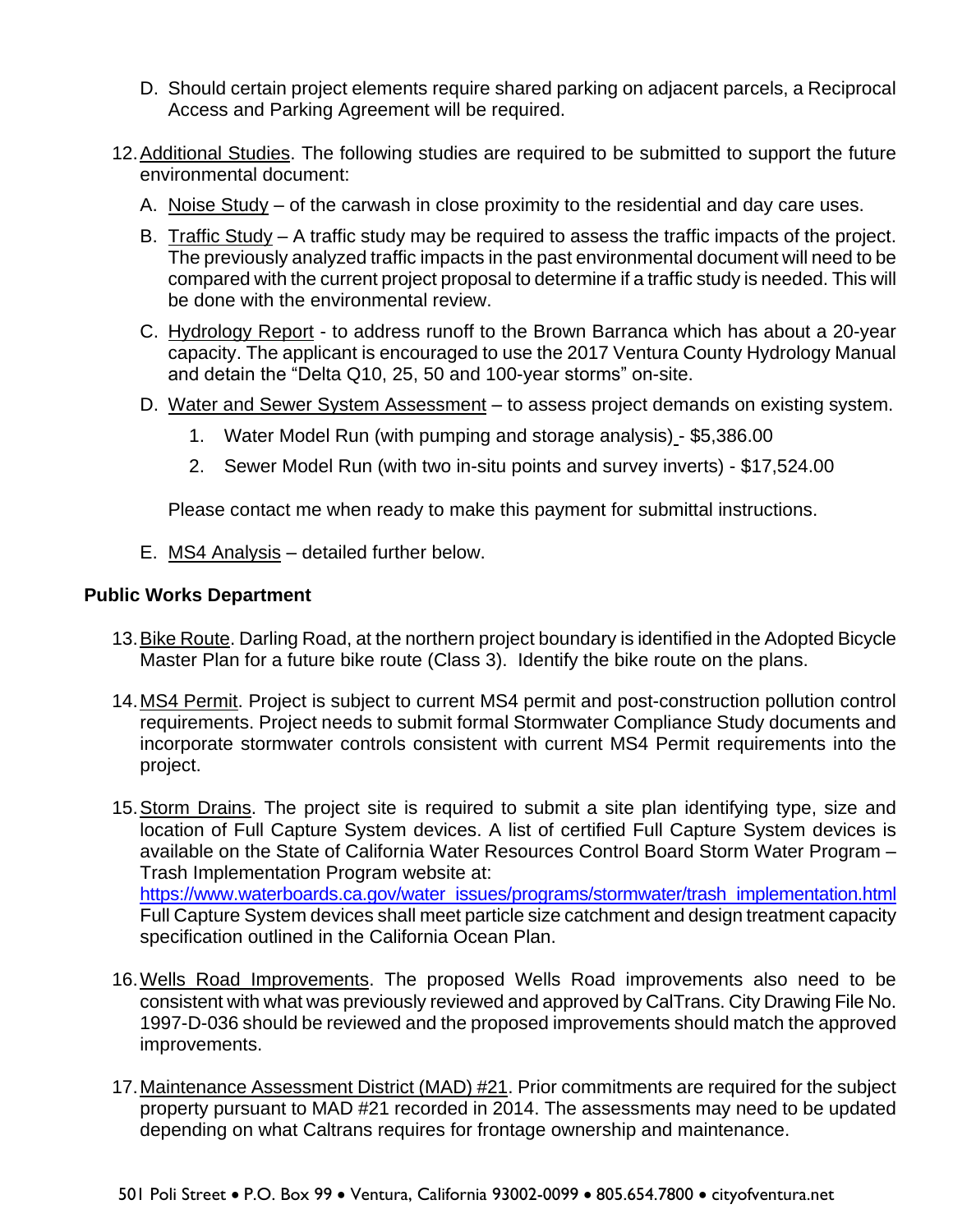D. Should certain project elements require shared parking on adjacent parcels, a Reciprocal Access and Parking Agreement will be required.

12. Additional Studies. The following studies are required to be submitted to support the future environmental document:

    A. Noise Study – of the carwash in close proximity to the residential and day care uses.

    B. Traffic Study – A traffic study may be required to assess the traffic impacts of the project. The previously analyzed traffic impacts in the past environmental document will need to be compared with the current project proposal to determine if a traffic study is needed. This will be done with the environmental review.

    C. Hydrology Report - to address runoff to the Brown Barranca which has about a 20-year capacity. The applicant is encouraged to use the 2017 Ventura County Hydrology Manual and detain the "Delta Q10, 25, 50 and 100-year storms" on-site.

    D. Water and Sewer System Assessment – to assess project demands on existing system.

        1. Water Model Run (with pumping and storage analysis) - $5,386.00

        2. Sewer Model Run (with two in-situ points and survey inverts) - $17,524.00

        Please contact me when ready to make this payment for submittal instructions.

    E. MS4 Analysis – detailed further below.

**Public Works Department**

13. Bike Route. Darling Road, at the northern project boundary is identified in the Adopted Bicycle Master Plan for a future bike route (Class 3). Identify the bike route on the plans.

14. MS4 Permit. Project is subject to current MS4 permit and post-construction pollution control requirements. Project needs to submit formal Stormwater Compliance Study documents and incorporate stormwater controls consistent with current MS4 Permit requirements into the project.

15. Storm Drains. The project site is required to submit a site plan identifying type, size and location of Full Capture System devices. A list of certified Full Capture System devices is available on the State of California Water Resources Control Board Storm Water Program – Trash Implementation Program website at: https://www.waterboards.ca.gov/water_issues/programs/stormwater/trash_implementation.html Full Capture System devices shall meet particle size catchment and design treatment capacity specification outlined in the California Ocean Plan.

16. Wells Road Improvements. The proposed Wells Road improvements also need to be consistent with what was previously reviewed and approved by CalTrans. City Drawing File No. 1997-D-036 should be reviewed and the proposed improvements should match the approved improvements.

17. Maintenance Assessment District (MAD) #21. Prior commitments are required for the subject property pursuant to MAD #21 recorded in 2014. The assessments may need to be updated depending on what Caltrans requires for frontage ownership and maintenance.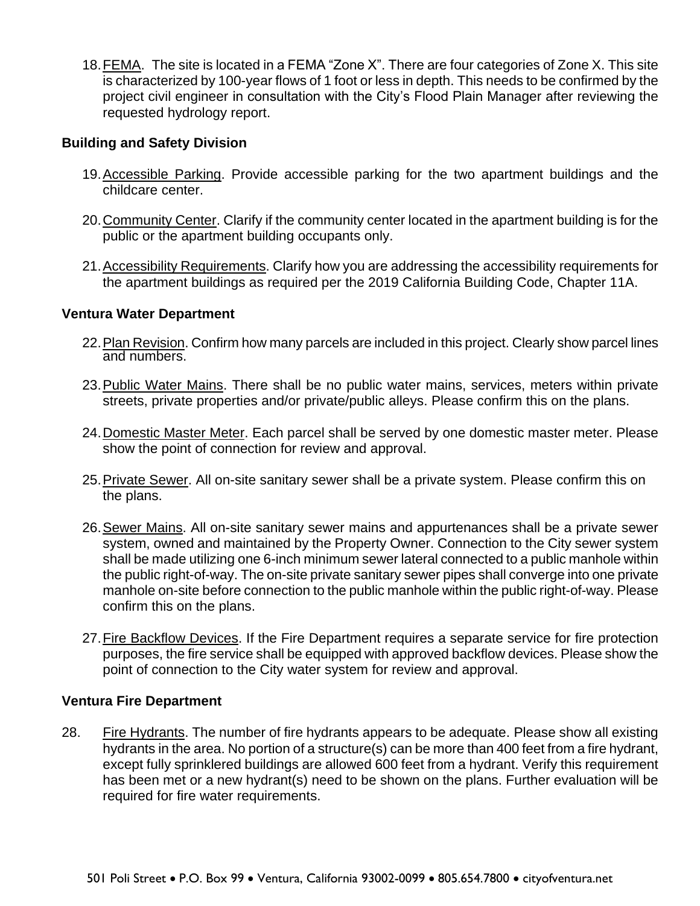18. FEMA. The site is located in a FEMA "Zone X". There are four categories of Zone X. This site is characterized by 100-year flows of 1 foot or less in depth. This needs to be confirmed by the project civil engineer in consultation with the City's Flood Plain Manager after reviewing the requested hydrology report.

**Building and Safety Division**

19. Accessible Parking. Provide accessible parking for the two apartment buildings and the childcare center.

20. Community Center. Clarify if the community center located in the apartment building is for the public or the apartment building occupants only.

21. Accessibility Requirements. Clarify how you are addressing the accessibility requirements for the apartment buildings as required per the 2019 California Building Code, Chapter 11A.

**Ventura Water Department**

22. Plan Revision. Confirm how many parcels are included in this project. Clearly show parcel lines and numbers.

23. Public Water Mains. There shall be no public water mains, services, meters within private streets, private properties and/or private/public alleys. Please confirm this on the plans.

24. Domestic Master Meter. Each parcel shall be served by one domestic master meter. Please show the point of connection for review and approval.

25. Private Sewer. All on-site sanitary sewer shall be a private system. Please confirm this on the plans.

26. Sewer Mains. All on-site sanitary sewer mains and appurtenances shall be a private sewer system, owned and maintained by the Property Owner. Connection to the City sewer system shall be made utilizing one 6-inch minimum sewer lateral connected to a public manhole within the public right-of-way. The on-site private sanitary sewer pipes shall converge into one private manhole on-site before connection to the public manhole within the public right-of-way. Please confirm this on the plans.

27. Fire Backflow Devices. If the Fire Department requires a separate service for fire protection purposes, the fire service shall be equipped with approved backflow devices. Please show the point of connection to the City water system for review and approval.

**Ventura Fire Department**

28. Fire Hydrants. The number of fire hydrants appears to be adequate. Please show all existing hydrants in the area. No portion of a structure(s) can be more than 400 feet from a fire hydrant, except fully sprinklered buildings are allowed 600 feet from a hydrant. Verify this requirement has been met or a new hydrant(s) need to be shown on the plans. Further evaluation will be required for fire water requirements.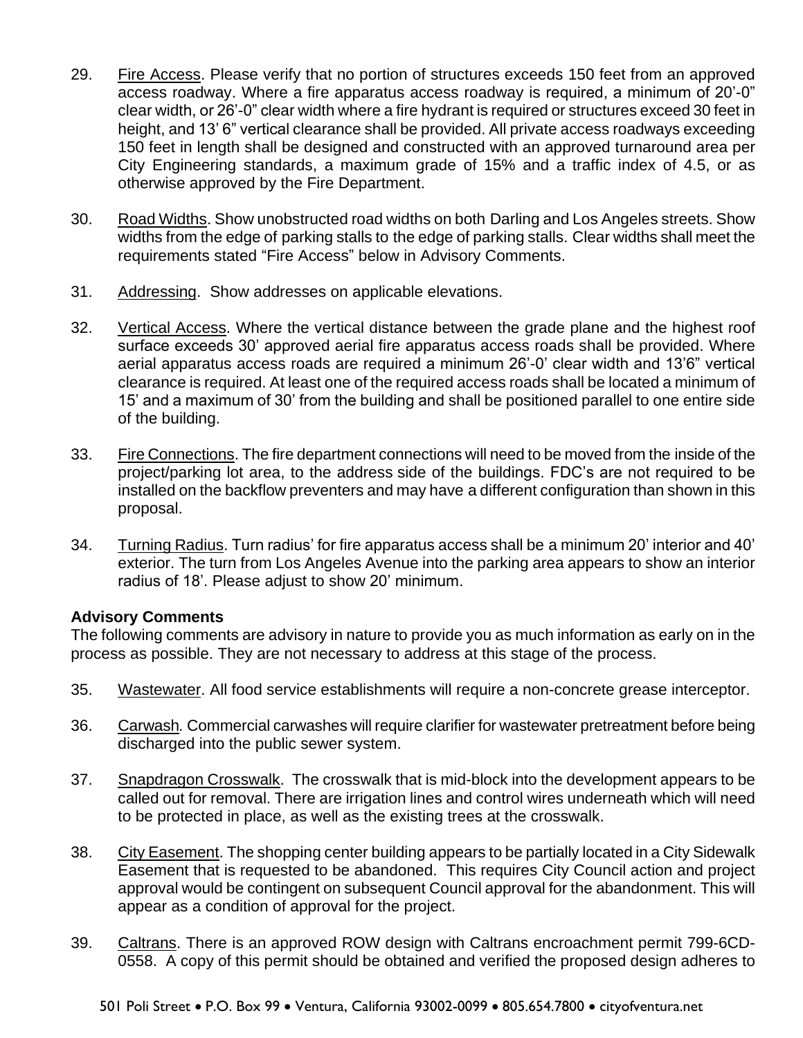29. Fire Access. Please verify that no portion of structures exceeds 150 feet from an approved access roadway. Where a fire apparatus access roadway is required, a minimum of 20'-0" clear width, or 26'-0" clear width where a fire hydrant is required or structures exceed 30 feet in height, and 13' 6" vertical clearance shall be provided. All private access roadways exceeding 150 feet in length shall be designed and constructed with an approved turnaround area per City Engineering standards, a maximum grade of 15% and a traffic index of 4.5, or as otherwise approved by the Fire Department.

30. Road Widths. Show unobstructed road widths on both Darling and Los Angeles streets. Show widths from the edge of parking stalls to the edge of parking stalls. Clear widths shall meet the requirements stated "Fire Access" below in Advisory Comments.

31. Addressing. Show addresses on applicable elevations.

32. Vertical Access. Where the vertical distance between the grade plane and the highest roof surface exceeds 30' approved aerial fire apparatus access roads shall be provided. Where aerial apparatus access roads are required a minimum 26'-0' clear width and 13'6" vertical clearance is required. At least one of the required access roads shall be located a minimum of 15' and a maximum of 30' from the building and shall be positioned parallel to one entire side of the building.

33. Fire Connections. The fire department connections will need to be moved from the inside of the project/parking lot area, to the address side of the buildings. FDC's are not required to be installed on the backflow preventers and may have a different configuration than shown in this proposal.

34. Turning Radius. Turn radius' for fire apparatus access shall be a minimum 20' interior and 40' exterior. The turn from Los Angeles Avenue into the parking area appears to show an interior radius of 18'. Please adjust to show 20' minimum.

**Advisory Comments**

The following comments are advisory in nature to provide you as much information as early on in the process as possible. They are not necessary to address at this stage of the process.

35. Wastewater. All food service establishments will require a non-concrete grease interceptor.

36. *Carwash.* Commercial carwashes will require clarifier for wastewater pretreatment before being discharged into the public sewer system.

37. Snapdragon Crosswalk. The crosswalk that is mid-block into the development appears to be called out for removal. There are irrigation lines and control wires underneath which will need to be protected in place, as well as the existing trees at the crosswalk.

38. City Easement. The shopping center building appears to be partially located in a City Sidewalk Easement that is requested to be abandoned. This requires City Council action and project approval would be contingent on subsequent Council approval for the abandonment. This will appear as a condition of approval for the project.

39. Caltrans. There is an approved ROW design with Caltrans encroachment permit 799-6CD-0558. A copy of this permit should be obtained and verified the proposed design adheres to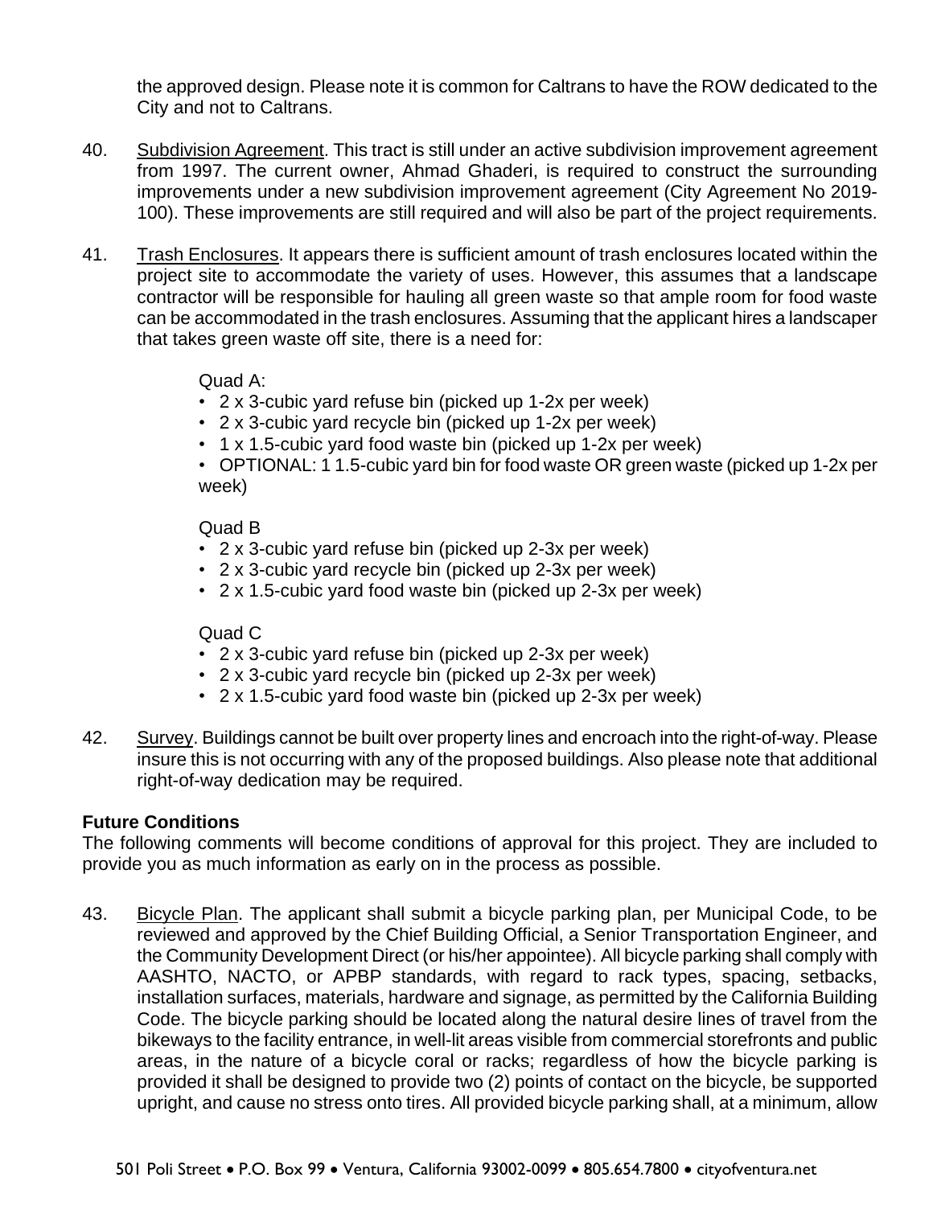the approved design. Please note it is common for Caltrans to have the ROW dedicated to the City and not to Caltrans.

40. Subdivision Agreement. This tract is still under an active subdivision improvement agreement from 1997. The current owner, Ahmad Ghaderi, is required to construct the surrounding improvements under a new subdivision improvement agreement (City Agreement No 2019-100). These improvements are still required and will also be part of the project requirements.

41. Trash Enclosures. It appears there is sufficient amount of trash enclosures located within the project site to accommodate the variety of uses. However, this assumes that a landscape contractor will be responsible for hauling all green waste so that ample room for food waste can be accommodated in the trash enclosures. Assuming that the applicant hires a landscaper that takes green waste off site, there is a need for:

    Quad A:
    - 2 x 3-cubic yard refuse bin (picked up 1-2x per week)
    - 2 x 3-cubic yard recycle bin (picked up 1-2x per week)
    - 1 x 1.5-cubic yard food waste bin (picked up 1-2x per week)
    - OPTIONAL: 1 1.5-cubic yard bin for food waste OR green waste (picked up 1-2x per week)

    Quad B
    - 2 x 3-cubic yard refuse bin (picked up 2-3x per week)
    - 2 x 3-cubic yard recycle bin (picked up 2-3x per week)
    - 2 x 1.5-cubic yard food waste bin (picked up 2-3x per week)

    Quad C
    - 2 x 3-cubic yard refuse bin (picked up 2-3x per week)
    - 2 x 3-cubic yard recycle bin (picked up 2-3x per week)
    - 2 x 1.5-cubic yard food waste bin (picked up 2-3x per week)

42. Survey. Buildings cannot be built over property lines and encroach into the right-of-way. Please insure this is not occurring with any of the proposed buildings. Also please note that additional right-of-way dedication may be required.

**Future Conditions**

The following comments will become conditions of approval for this project. They are included to provide you as much information as early on in the process as possible.

43. Bicycle Plan. The applicant shall submit a bicycle parking plan, per Municipal Code, to be reviewed and approved by the Chief Building Official, a Senior Transportation Engineer, and the Community Development Direct (or his/her appointee). All bicycle parking shall comply with AASHTO, NACTO, or APBP standards, with regard to rack types, spacing, setbacks, installation surfaces, materials, hardware and signage, as permitted by the California Building Code. The bicycle parking should be located along the natural desire lines of travel from the bikeways to the facility entrance, in well-lit areas visible from commercial storefronts and public areas, in the nature of a bicycle coral or racks; regardless of how the bicycle parking is provided it shall be designed to provide two (2) points of contact on the bicycle, be supported upright, and cause no stress onto tires. All provided bicycle parking shall, at a minimum, allow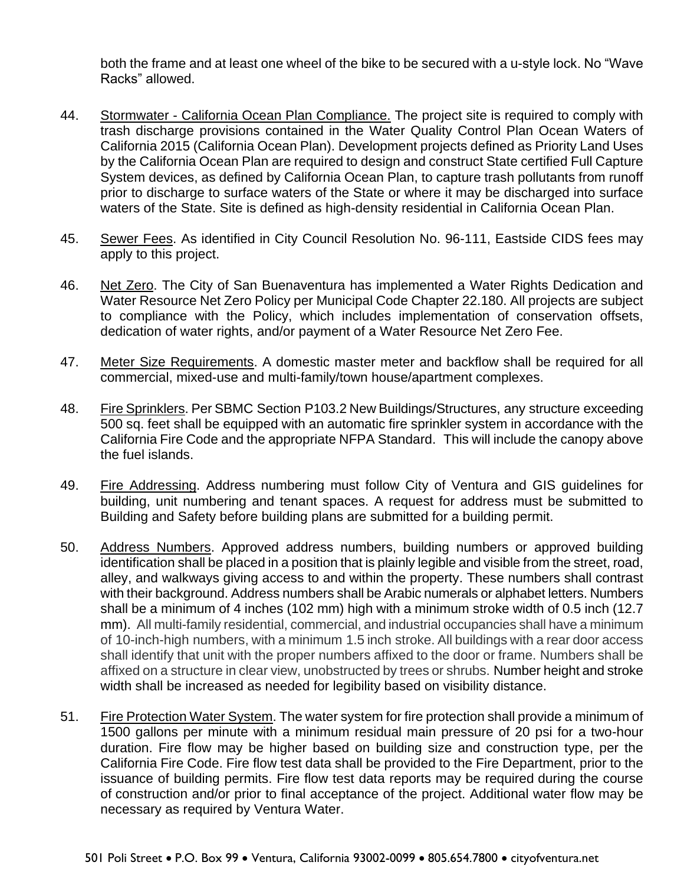both the frame and at least one wheel of the bike to be secured with a u-style lock. No “Wave Racks” allowed.

44. Stormwater - California Ocean Plan Compliance. The project site is required to comply with trash discharge provisions contained in the Water Quality Control Plan Ocean Waters of California 2015 (California Ocean Plan). Development projects defined as Priority Land Uses by the California Ocean Plan are required to design and construct State certified Full Capture System devices, as defined by California Ocean Plan, to capture trash pollutants from runoff prior to discharge to surface waters of the State or where it may be discharged into surface waters of the State. Site is defined as high-density residential in California Ocean Plan.

45. Sewer Fees. As identified in City Council Resolution No. 96-111, Eastside CIDS fees may apply to this project.

46. Net Zero. The City of San Buenaventura has implemented a Water Rights Dedication and Water Resource Net Zero Policy per Municipal Code Chapter 22.180. All projects are subject to compliance with the Policy, which includes implementation of conservation offsets, dedication of water rights, and/or payment of a Water Resource Net Zero Fee.

47. Meter Size Requirements. A domestic master meter and backflow shall be required for all commercial, mixed-use and multi-family/town house/apartment complexes.

48. Fire Sprinklers. Per SBMC Section P103.2 New Buildings/Structures, any structure exceeding 500 sq. feet shall be equipped with an automatic fire sprinkler system in accordance with the California Fire Code and the appropriate NFPA Standard. This will include the canopy above the fuel islands.

49. Fire Addressing. Address numbering must follow City of Ventura and GIS guidelines for building, unit numbering and tenant spaces. A request for address must be submitted to Building and Safety before building plans are submitted for a building permit.

50. Address Numbers. Approved address numbers, building numbers or approved building identification shall be placed in a position that is plainly legible and visible from the street, road, alley, and walkways giving access to and within the property. These numbers shall contrast with their background. Address numbers shall be Arabic numerals or alphabet letters. Numbers shall be a minimum of 4 inches (102 mm) high with a minimum stroke width of 0.5 inch (12.7 mm). All multi-family residential, commercial, and industrial occupancies shall have a minimum of 10-inch-high numbers, with a minimum 1.5 inch stroke. All buildings with a rear door access shall identify that unit with the proper numbers affixed to the door or frame. Numbers shall be affixed on a structure in clear view, unobstructed by trees or shrubs. Number height and stroke width shall be increased as needed for legibility based on visibility distance.

51. Fire Protection Water System. The water system for fire protection shall provide a minimum of 1500 gallons per minute with a minimum residual main pressure of 20 psi for a two-hour duration. Fire flow may be higher based on building size and construction type, per the California Fire Code. Fire flow test data shall be provided to the Fire Department, prior to the issuance of building permits. Fire flow test data reports may be required during the course of construction and/or prior to final acceptance of the project. Additional water flow may be necessary as required by Ventura Water.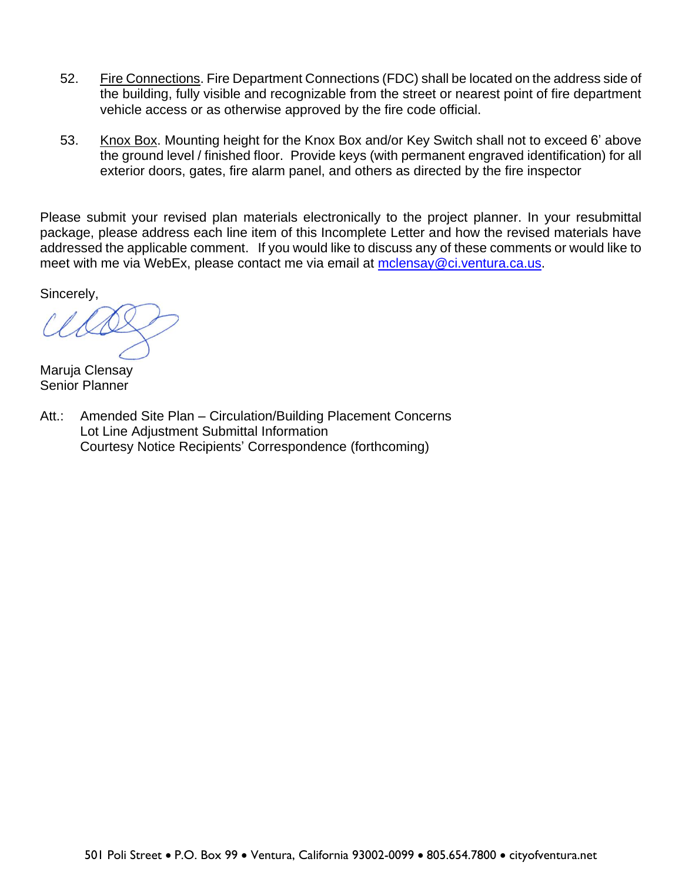52. Fire Connections. Fire Department Connections (FDC) shall be located on the address side of the building, fully visible and recognizable from the street or nearest point of fire department vehicle access or as otherwise approved by the fire code official.

53. Knox Box. Mounting height for the Knox Box and/or Key Switch shall not to exceed 6' above the ground level / finished floor. Provide keys (with permanent engraved identification) for all exterior doors, gates, fire alarm panel, and others as directed by the fire inspector

Please submit your revised plan materials electronically to the project planner. In your resubmittal package, please address each line item of this Incomplete Letter and how the revised materials have addressed the applicable comment. If you would like to discuss any of these comments or would like to meet with me via WebEx, please contact me via email at mclensay@ci.ventura.ca.us.

Sincerely,

Maruja Clensay
Senior Planner

Att.: Amended Site Plan – Circulation/Building Placement Concerns
Lot Line Adjustment Submittal Information
Courtesy Notice Recipients' Correspondence (forthcoming)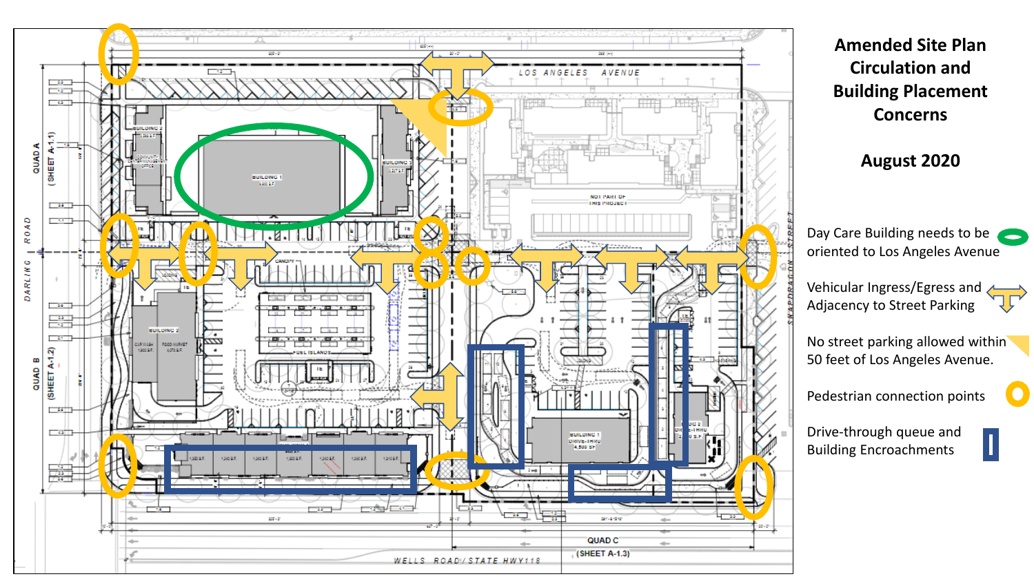# Amended Site Plan Circulation and Building Placement Concerns

## August 2020

- Day Care Building needs to be oriented to Los Angeles Avenue
- Vehicular Ingress/Egress and Adjacency to Street Parking
- No street parking allowed within 50 feet of Los Angeles Avenue.
- Pedestrian connection points
- Drive-through queue and Building Encroachments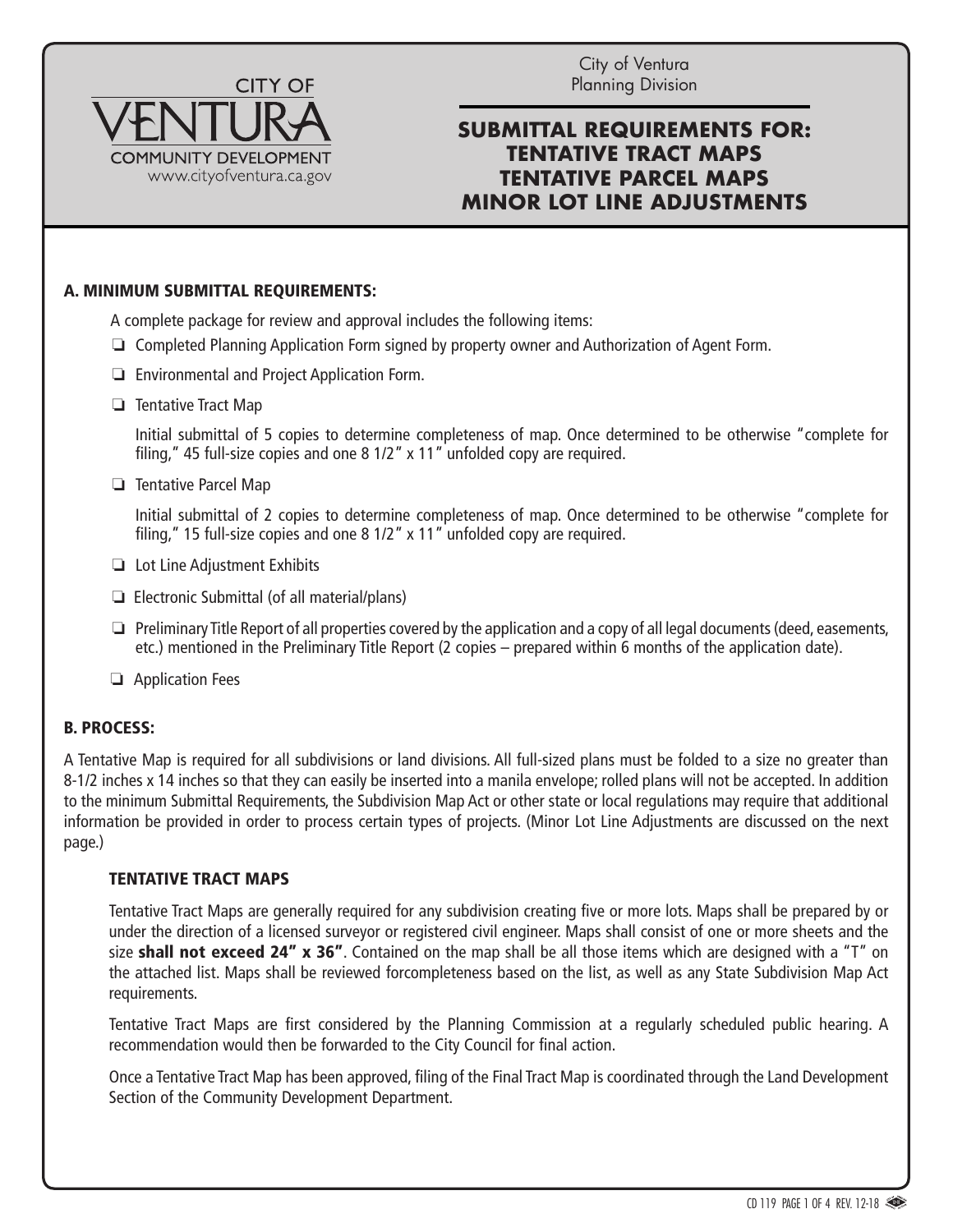City of Ventura
Planning Division

CITY OF VENTURA COMMUNITY DEVELOPMENT
www.cityofventura.ca.gov

# SUBMITTAL REQUIREMENTS FOR: TENTATIVE TRACT MAPS TENTATIVE PARCEL MAPS MINOR LOT LINE ADJUSTMENTS

## A. MINIMUM SUBMITTAL REQUIREMENTS:

A complete package for review and approval includes the following items:

- ❏ Completed Planning Application Form signed by property owner and Authorization of Agent Form.
- ❏ Environmental and Project Application Form.
- ❏ Tentative Tract Map

  Initial submittal of 5 copies to determine completeness of map. Once determined to be otherwise "complete for filing," 45 full-size copies and one 8 1/2" x 11" unfolded copy are required.

- ❏ Tentative Parcel Map

  Initial submittal of 2 copies to determine completeness of map. Once determined to be otherwise "complete for filing," 15 full-size copies and one 8 1/2" x 11" unfolded copy are required.

- ❏ Lot Line Adjustment Exhibits
- ❏ Electronic Submittal (of all material/plans)
- ❏ Preliminary Title Report of all properties covered by the application and a copy of all legal documents (deed, easements, etc.) mentioned in the Preliminary Title Report (2 copies – prepared within 6 months of the application date).
- ❏ Application Fees

## B. PROCESS:

A Tentative Map is required for all subdivisions or land divisions. All full-sized plans must be folded to a size no greater than 8-1/2 inches x 14 inches so that they can easily be inserted into a manila envelope; rolled plans will not be accepted. In addition to the minimum Submittal Requirements, the Subdivision Map Act or other state or local regulations may require that additional information be provided in order to process certain types of projects. (Minor Lot Line Adjustments are discussed on the next page.)

### TENTATIVE TRACT MAPS

Tentative Tract Maps are generally required for any subdivision creating five or more lots. Maps shall be prepared by or under the direction of a licensed surveyor or registered civil engineer. Maps shall consist of one or more sheets and the size **shall not exceed 24" x 36"**. Contained on the map shall be all those items which are designed with a "T" on the attached list. Maps shall be reviewed forcompleteness based on the list, as well as any State Subdivision Map Act requirements.

Tentative Tract Maps are first considered by the Planning Commission at a regularly scheduled public hearing. A recommendation would then be forwarded to the City Council for final action.

Once a Tentative Tract Map has been approved, filing of the Final Tract Map is coordinated through the Land Development Section of the Community Development Department.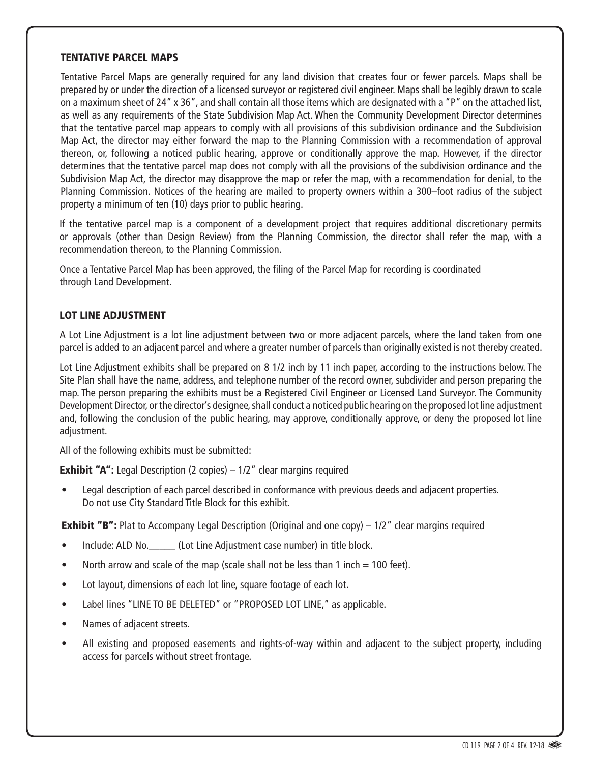## TENTATIVE PARCEL MAPS

Tentative Parcel Maps are generally required for any land division that creates four or fewer parcels. Maps shall be prepared by or under the direction of a licensed surveyor or registered civil engineer. Maps shall be legibly drawn to scale on a maximum sheet of 24" x 36", and shall contain all those items which are designated with a "P" on the attached list, as well as any requirements of the State Subdivision Map Act. When the Community Development Director determines that the tentative parcel map appears to comply with all provisions of this subdivision ordinance and the Subdivision Map Act, the director may either forward the map to the Planning Commission with a recommendation of approval thereon, or, following a noticed public hearing, approve or conditionally approve the map. However, if the director determines that the tentative parcel map does not comply with all the provisions of the subdivision ordinance and the Subdivision Map Act, the director may disapprove the map or refer the map, with a recommendation for denial, to the Planning Commission. Notices of the hearing are mailed to property owners within a 300–foot radius of the subject property a minimum of ten (10) days prior to public hearing.

If the tentative parcel map is a component of a development project that requires additional discretionary permits or approvals (other than Design Review) from the Planning Commission, the director shall refer the map, with a recommendation thereon, to the Planning Commission.

Once a Tentative Parcel Map has been approved, the filing of the Parcel Map for recording is coordinated through Land Development.

## LOT LINE ADJUSTMENT

A Lot Line Adjustment is a lot line adjustment between two or more adjacent parcels, where the land taken from one parcel is added to an adjacent parcel and where a greater number of parcels than originally existed is not thereby created.

Lot Line Adjustment exhibits shall be prepared on 8 1/2 inch by 11 inch paper, according to the instructions below. The Site Plan shall have the name, address, and telephone number of the record owner, subdivider and person preparing the map. The person preparing the exhibits must be a Registered Civil Engineer or Licensed Land Surveyor. The Community Development Director, or the director's designee, shall conduct a noticed public hearing on the proposed lot line adjustment and, following the conclusion of the public hearing, may approve, conditionally approve, or deny the proposed lot line adjustment.

All of the following exhibits must be submitted:

**Exhibit "A":** Legal Description (2 copies) – 1/2" clear margins required

- Legal description of each parcel described in conformance with previous deeds and adjacent properties. Do not use City Standard Title Block for this exhibit.

**Exhibit "B":** Plat to Accompany Legal Description (Original and one copy) – 1/2" clear margins required

- Include: ALD No.______ (Lot Line Adjustment case number) in title block.
- North arrow and scale of the map (scale shall not be less than 1 inch = 100 feet).
- Lot layout, dimensions of each lot line, square footage of each lot.
- Label lines "LINE TO BE DELETED" or "PROPOSED LOT LINE," as applicable.
- Names of adjacent streets.
- All existing and proposed easements and rights-of-way within and adjacent to the subject property, including access for parcels without street frontage.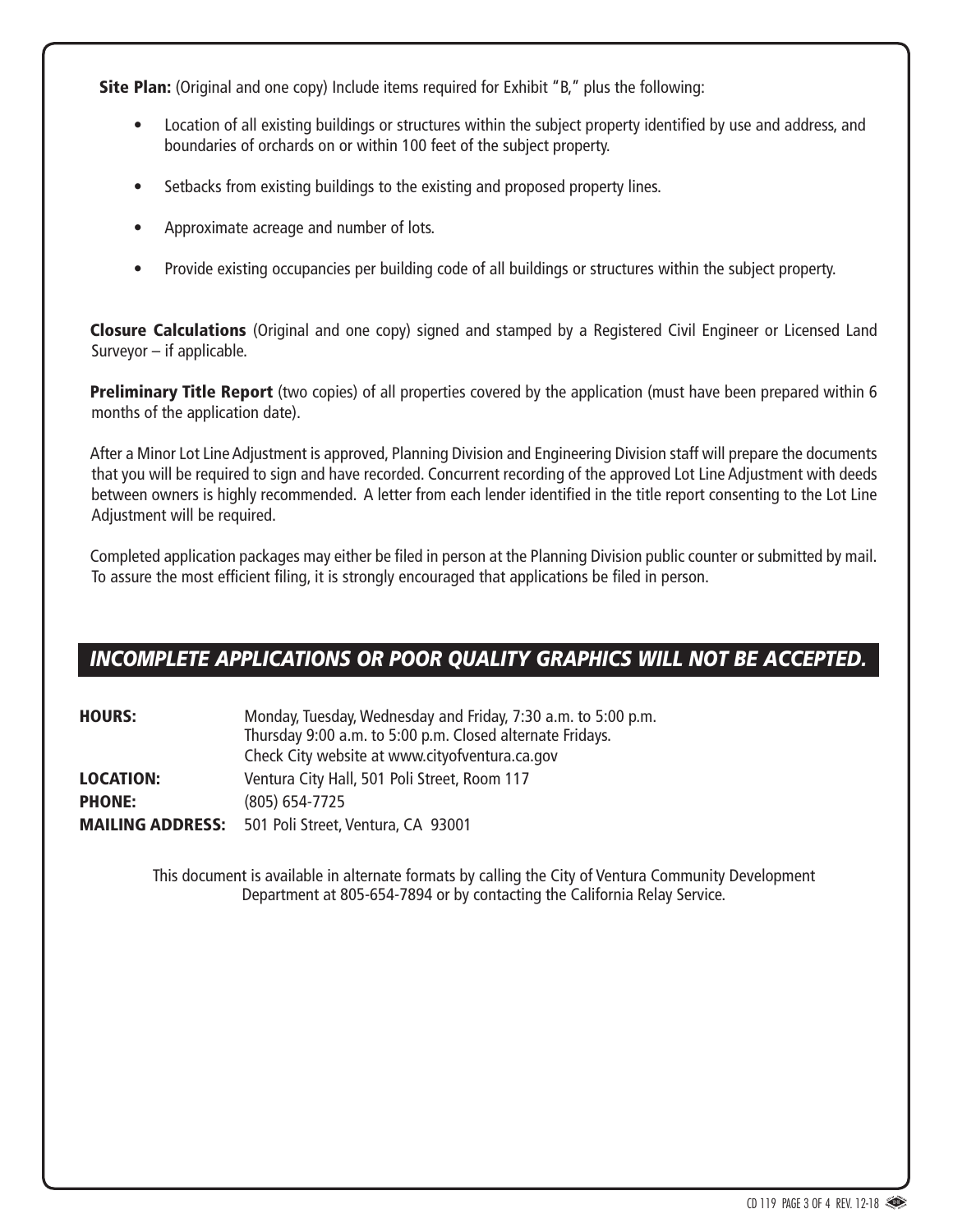**Site Plan:** (Original and one copy) Include items required for Exhibit "B," plus the following:

- Location of all existing buildings or structures within the subject property identified by use and address, and boundaries of orchards on or within 100 feet of the subject property.
- Setbacks from existing buildings to the existing and proposed property lines.
- Approximate acreage and number of lots.
- Provide existing occupancies per building code of all buildings or structures within the subject property.

**Closure Calculations** (Original and one copy) signed and stamped by a Registered Civil Engineer or Licensed Land Surveyor – if applicable.

**Preliminary Title Report** (two copies) of all properties covered by the application (must have been prepared within 6 months of the application date).

After a Minor Lot Line Adjustment is approved, Planning Division and Engineering Division staff will prepare the documents that you will be required to sign and have recorded. Concurrent recording of the approved Lot Line Adjustment with deeds between owners is highly recommended. A letter from each lender identified in the title report consenting to the Lot Line Adjustment will be required.

Completed application packages may either be filed in person at the Planning Division public counter or submitted by mail. To assure the most efficient filing, it is strongly encouraged that applications be filed in person.

## *INCOMPLETE APPLICATIONS OR POOR QUALITY GRAPHICS WILL NOT BE ACCEPTED.*

**HOURS:** Monday, Tuesday, Wednesday and Friday, 7:30 a.m. to 5:00 p.m.
Thursday 9:00 a.m. to 5:00 p.m. Closed alternate Fridays.
Check City website at www.cityofventura.ca.gov

**LOCATION:** Ventura City Hall, 501 Poli Street, Room 117

**PHONE:** (805) 654-7725

**MAILING ADDRESS:** 501 Poli Street, Ventura, CA 93001

This document is available in alternate formats by calling the City of Ventura Community Development Department at 805-654-7894 or by contacting the California Relay Service.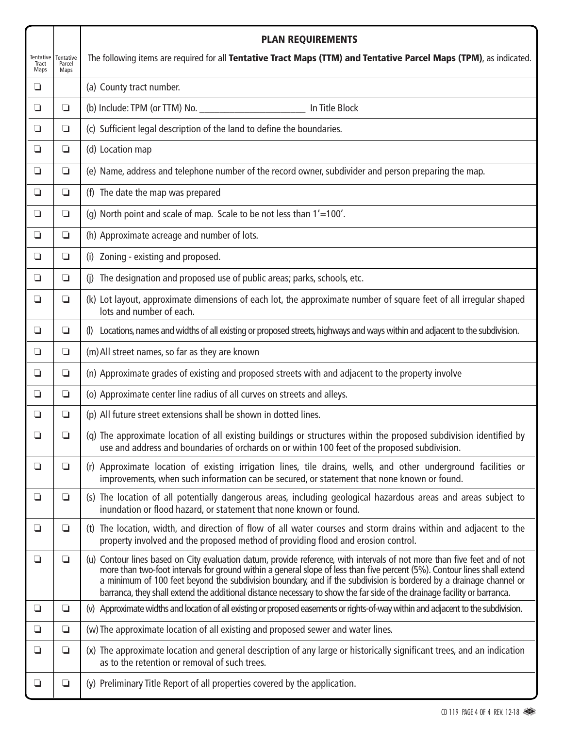| Tentative Tract Maps | Tentative Parcel Maps | **PLAN REQUIREMENTS**<br>The following items are required for all **Tentative Tract Maps (TTM) and Tentative Parcel Maps (TPM)**, as indicated. |
|---|---|---|
| ❑ | | (a) County tract number. |
| ❑ | ❑ | (b) Include: TPM (or TTM) No. _______________________ In Title Block |
| ❑ | ❑ | (c) Sufficient legal description of the land to define the boundaries. |
| ❑ | ❑ | (d) Location map |
| ❑ | ❑ | (e) Name, address and telephone number of the record owner, subdivider and person preparing the map. |
| ❑ | ❑ | (f) The date the map was prepared |
| ❑ | ❑ | (g) North point and scale of map. Scale to be not less than 1'=100'. |
| ❑ | ❑ | (h) Approximate acreage and number of lots. |
| ❑ | ❑ | (i) Zoning - existing and proposed. |
| ❑ | ❑ | (j) The designation and proposed use of public areas; parks, schools, etc. |
| ❑ | ❑ | (k) Lot layout, approximate dimensions of each lot, the approximate number of square feet of all irregular shaped lots and number of each. |
| ❑ | ❑ | (l) Locations, names and widths of all existing or proposed streets, highways and ways within and adjacent to the subdivision. |
| ❑ | ❑ | (m) All street names, so far as they are known |
| ❑ | ❑ | (n) Approximate grades of existing and proposed streets with and adjacent to the property involve |
| ❑ | ❑ | (o) Approximate center line radius of all curves on streets and alleys. |
| ❑ | ❑ | (p) All future street extensions shall be shown in dotted lines. |
| ❑ | ❑ | (q) The approximate location of all existing buildings or structures within the proposed subdivision identified by use and address and boundaries of orchards on or within 100 feet of the proposed subdivision. |
| ❑ | ❑ | (r) Approximate location of existing irrigation lines, tile drains, wells, and other underground facilities or improvements, when such information can be secured, or statement that none known or found. |
| ❑ | ❑ | (s) The location of all potentially dangerous areas, including geological hazardous areas and areas subject to inundation or flood hazard, or statement that none known or found. |
| ❑ | ❑ | (t) The location, width, and direction of flow of all water courses and storm drains within and adjacent to the property involved and the proposed method of providing flood and erosion control. |
| ❑ | ❑ | (u) Contour lines based on City evaluation datum, provide reference, with intervals of not more than five feet and of not more than two-foot intervals for ground within a general slope of less than five percent (5%). Contour lines shall extend a minimum of 100 feet beyond the subdivision boundary, and if the subdivision is bordered by a drainage channel or barranca, they shall extend the additional distance necessary to show the far side of the drainage facility or barranca. |
| ❑ | ❑ | (v) Approximate widths and location of all existing or proposed easements or rights-of-way within and adjacent to the subdivision. |
| ❑ | ❑ | (w) The approximate location of all existing and proposed sewer and water lines. |
| ❑ | ❑ | (x) The approximate location and general description of any large or historically significant trees, and an indication as to the retention or removal of such trees. |
| ❑ | ❑ | (y) Preliminary Title Report of all properties covered by the application. |

CD 119 PAGE 4 OF 4 REV. 12-18